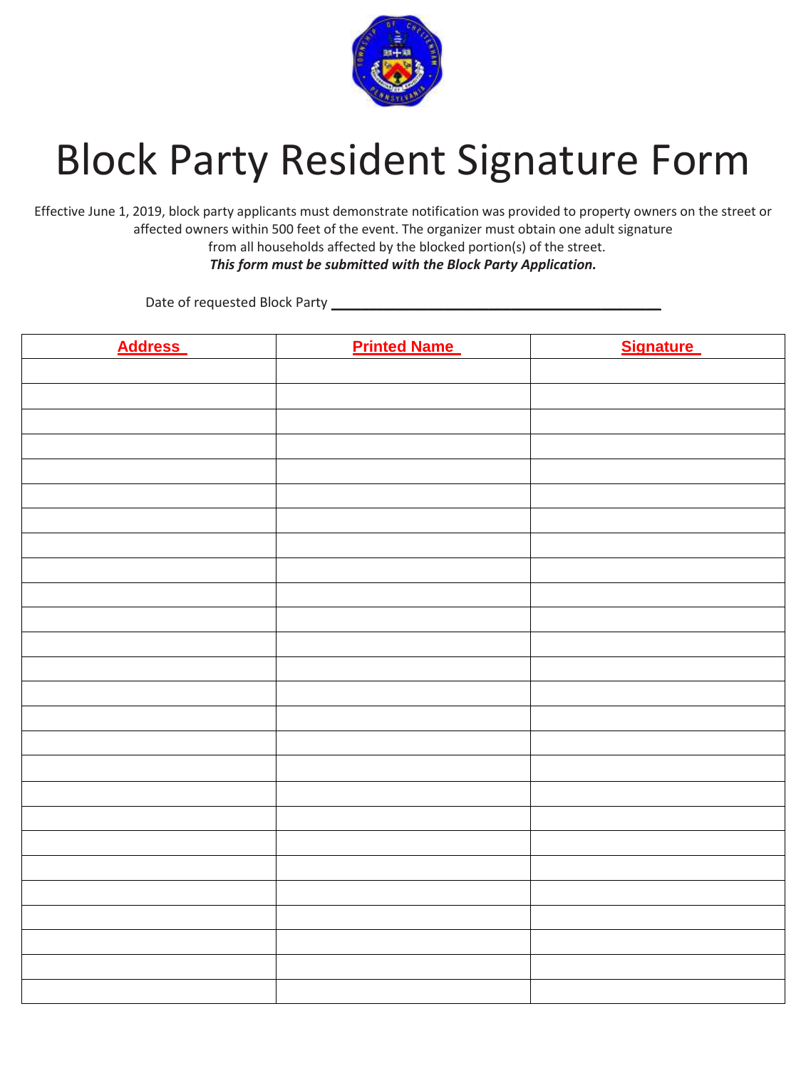# Block Party Resident Signature Form

Effective June 1, 2019, block party applicants must demonstrate notification was provided to property owners on the street or affected owners within 500 feet of the event. The organizer must obtain one adult signature from all households affected by the blocked portion(s) of the street.

***This form must be submitted with the Block Party Application.***

Date of requested Block Party ___________________________________________

| Address | Printed Name | Signature |
| --- | --- | --- |
| | | |
| | | |
| | | |
| | | |
| | | |
| | | |
| | | |
| | | |
| | | |
| | | |
| | | |
| | | |
| | | |
| | | |
| | | |
| | | |
| | | |
| | | |
| | | |
| | | |
| | | |
| | | |
| | | |
| | | |
| | | |
| | | |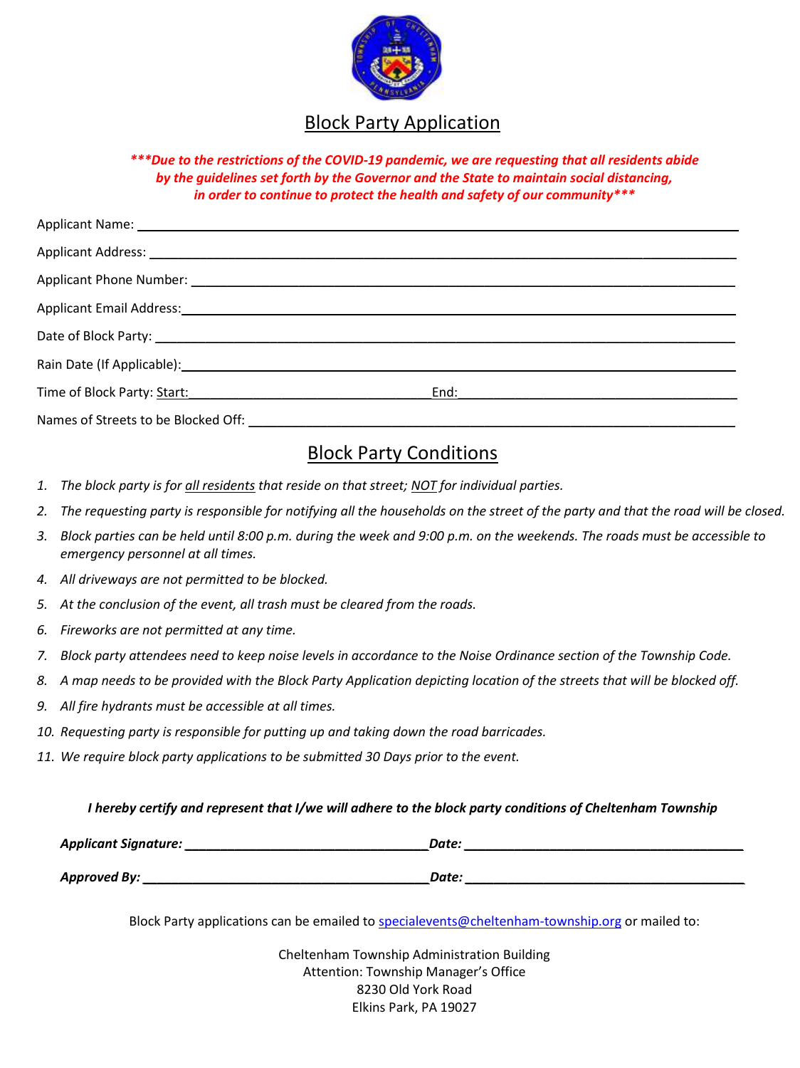## Block Party Application

***\*\*\*Due to the restrictions of the COVID-19 pandemic, we are requesting that all residents abide by the guidelines set forth by the Governor and the State to maintain social distancing, in order to continue to protect the health and safety of our community\*\*\****

Applicant Name: ____________________

Applicant Address: ____________________

Applicant Phone Number: ____________________

Applicant Email Address: ____________________

Date of Block Party: ____________________

Rain Date (If Applicable): ____________________

Time of Block Party: Start: ____________________ End: ____________________

Names of Streets to be Blocked Off: ____________________

## Block Party Conditions

1. *The block party is for all residents that reside on that street; NOT for individual parties.*
2. *The requesting party is responsible for notifying all the households on the street of the party and that the road will be closed.*
3. *Block parties can be held until 8:00 p.m. during the week and 9:00 p.m. on the weekends. The roads must be accessible to emergency personnel at all times.*
4. *All driveways are not permitted to be blocked.*
5. *At the conclusion of the event, all trash must be cleared from the roads.*
6. *Fireworks are not permitted at any time.*
7. *Block party attendees need to keep noise levels in accordance to the Noise Ordinance section of the Township Code.*
8. *A map needs to be provided with the Block Party Application depicting location of the streets that will be blocked off.*
9. *All fire hydrants must be accessible at all times.*
10. *Requesting party is responsible for putting up and taking down the road barricades.*
11. *We require block party applications to be submitted 30 Days prior to the event.*

***I hereby certify and represent that I/we will adhere to the block party conditions of Cheltenham Township***

***Applicant Signature:*** ____________________ ***Date:*** ____________________

***Approved By:*** ____________________ ***Date:*** ____________________

Block Party applications can be emailed to specialevents@cheltenham-township.org or mailed to:

Cheltenham Township Administration Building
Attention: Township Manager's Office
8230 Old York Road
Elkins Park, PA 19027